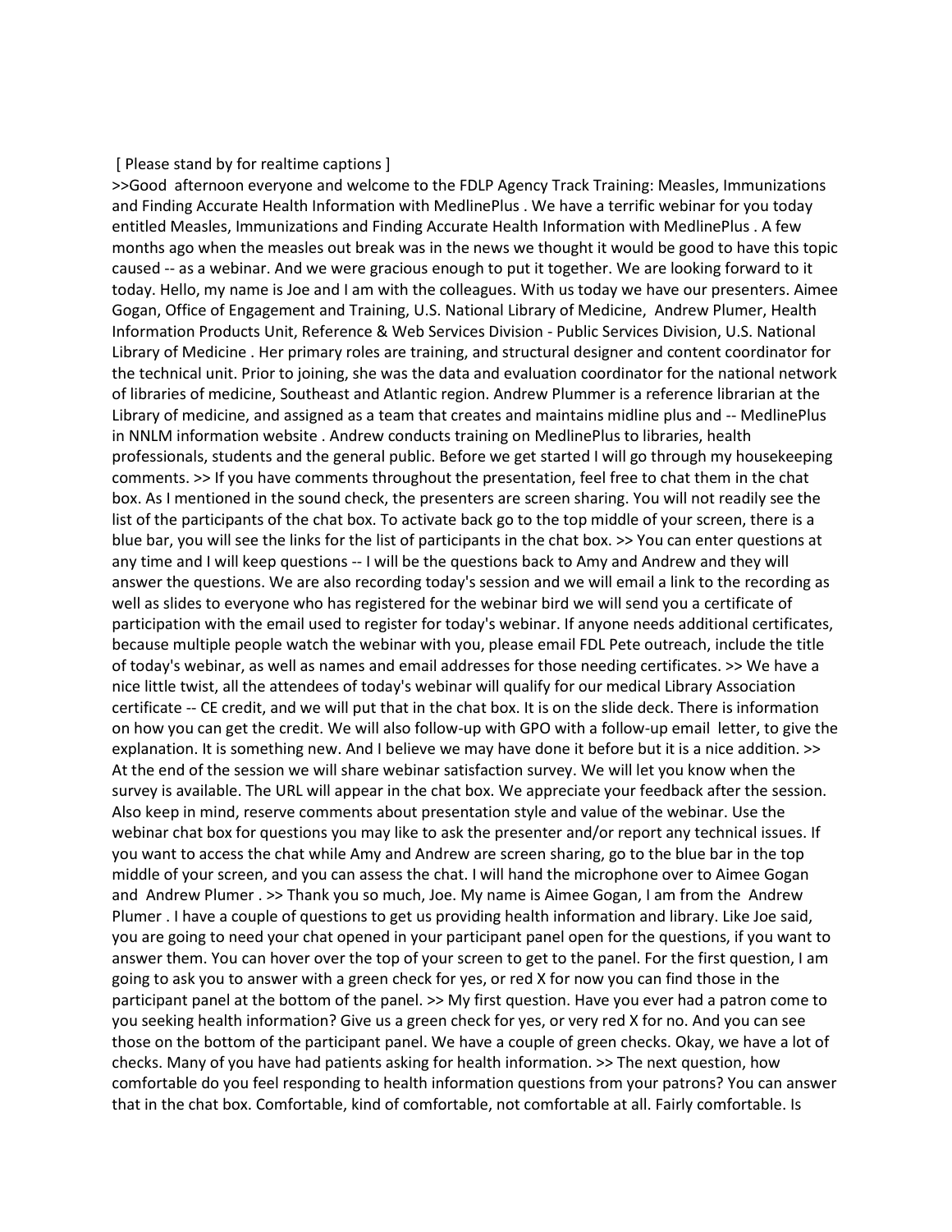[ Please stand by for realtime captions ]

>>Good afternoon everyone and welcome to the FDLP Agency Track Training: Measles, Immunizations and Finding Accurate Health Information with MedlinePlus . We have a terrific webinar for you today entitled Measles, Immunizations and Finding Accurate Health Information with MedlinePlus . A few months ago when the measles out break was in the news we thought it would be good to have this topic caused -- as a webinar. And we were gracious enough to put it together. We are looking forward to it today. Hello, my name is Joe and I am with the colleagues. With us today we have our presenters. Aimee Gogan, Office of Engagement and Training, U.S. National Library of Medicine, Andrew Plumer, Health Information Products Unit, Reference & Web Services Division - Public Services Division, U.S. National Library of Medicine . Her primary roles are training, and structural designer and content coordinator for the technical unit. Prior to joining, she was the data and evaluation coordinator for the national network of libraries of medicine, Southeast and Atlantic region. Andrew Plummer is a reference librarian at the Library of medicine, and assigned as a team that creates and maintains midline plus and -- MedlinePlus in NNLM information website . Andrew conducts training on MedlinePlus to libraries, health professionals, students and the general public. Before we get started I will go through my housekeeping comments. >> If you have comments throughout the presentation, feel free to chat them in the chat box. As I mentioned in the sound check, the presenters are screen sharing. You will not readily see the list of the participants of the chat box. To activate back go to the top middle of your screen, there is a blue bar, you will see the links for the list of participants in the chat box. >> You can enter questions at any time and I will keep questions -- I will be the questions back to Amy and Andrew and they will answer the questions. We are also recording today's session and we will email a link to the recording as well as slides to everyone who has registered for the webinar bird we will send you a certificate of participation with the email used to register for today's webinar. If anyone needs additional certificates, because multiple people watch the webinar with you, please email FDL Pete outreach, include the title of today's webinar, as well as names and email addresses for those needing certificates. >> We have a nice little twist, all the attendees of today's webinar will qualify for our medical Library Association certificate -- CE credit, and we will put that in the chat box. It is on the slide deck. There is information on how you can get the credit. We will also follow-up with GPO with a follow-up email letter, to give the explanation. It is something new. And I believe we may have done it before but it is a nice addition. >> At the end of the session we will share webinar satisfaction survey. We will let you know when the survey is available. The URL will appear in the chat box. We appreciate your feedback after the session. Also keep in mind, reserve comments about presentation style and value of the webinar. Use the webinar chat box for questions you may like to ask the presenter and/or report any technical issues. If you want to access the chat while Amy and Andrew are screen sharing, go to the blue bar in the top middle of your screen, and you can assess the chat. I will hand the microphone over to Aimee Gogan and Andrew Plumer . >> Thank you so much, Joe. My name is Aimee Gogan, I am from the Andrew Plumer . I have a couple of questions to get us providing health information and library. Like Joe said, you are going to need your chat opened in your participant panel open for the questions, if you want to answer them. You can hover over the top of your screen to get to the panel. For the first question, I am going to ask you to answer with a green check for yes, or red X for now you can find those in the participant panel at the bottom of the panel. >> My first question. Have you ever had a patron come to you seeking health information? Give us a green check for yes, or very red X for no. And you can see those on the bottom of the participant panel. We have a couple of green checks. Okay, we have a lot of checks. Many of you have had patients asking for health information. >> The next question, how comfortable do you feel responding to health information questions from your patrons? You can answer that in the chat box. Comfortable, kind of comfortable, not comfortable at all. Fairly comfortable. Is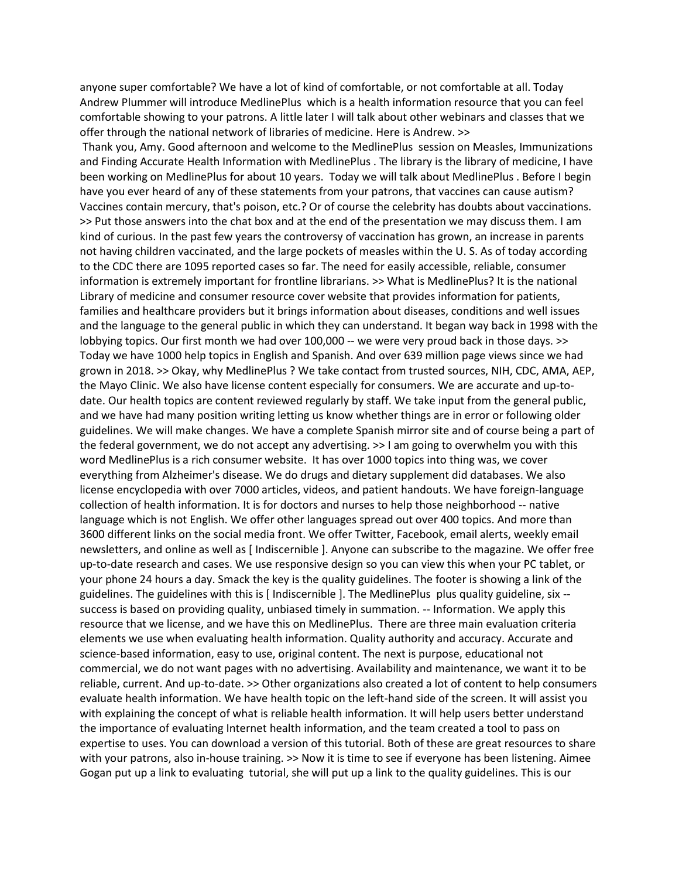anyone super comfortable? We have a lot of kind of comfortable, or not comfortable at all. Today Andrew Plummer will introduce MedlinePlus which is a health information resource that you can feel comfortable showing to your patrons. A little later I will talk about other webinars and classes that we offer through the national network of libraries of medicine. Here is Andrew. >>

Thank you, Amy. Good afternoon and welcome to the MedlinePlus session on Measles, Immunizations and Finding Accurate Health Information with MedlinePlus . The library is the library of medicine, I have been working on MedlinePlus for about 10 years. Today we will talk about MedlinePlus . Before I begin have you ever heard of any of these statements from your patrons, that vaccines can cause autism? Vaccines contain mercury, that's poison, etc.? Or of course the celebrity has doubts about vaccinations. >> Put those answers into the chat box and at the end of the presentation we may discuss them. I am kind of curious. In the past few years the controversy of vaccination has grown, an increase in parents not having children vaccinated, and the large pockets of measles within the U. S. As of today according to the CDC there are 1095 reported cases so far. The need for easily accessible, reliable, consumer information is extremely important for frontline librarians. >> What is MedlinePlus? It is the national Library of medicine and consumer resource cover website that provides information for patients, families and healthcare providers but it brings information about diseases, conditions and well issues and the language to the general public in which they can understand. It began way back in 1998 with the lobbying topics. Our first month we had over 100,000 -- we were very proud back in those days. >> Today we have 1000 help topics in English and Spanish. And over 639 million page views since we had grown in 2018. >> Okay, why MedlinePlus ? We take contact from trusted sources, NIH, CDC, AMA, AEP, the Mayo Clinic. We also have license content especially for consumers. We are accurate and up-to-date. Our health topics are content reviewed regularly by staff. We take input from the general public, and we have had many position writing letting us know whether things are in error or following older guidelines. We will make changes. We have a complete Spanish mirror site and of course being a part of the federal government, we do not accept any advertising. >> I am going to overwhelm you with this word MedlinePlus is a rich consumer website. It has over 1000 topics into thing was, we cover everything from Alzheimer's disease. We do drugs and dietary supplement did databases. We also license encyclopedia with over 7000 articles, videos, and patient handouts. We have foreign-language collection of health information. It is for doctors and nurses to help those neighborhood -- native language which is not English. We offer other languages spread out over 400 topics. And more than 3600 different links on the social media front. We offer Twitter, Facebook, email alerts, weekly email newsletters, and online as well as [ Indiscernible ]. Anyone can subscribe to the magazine. We offer free up-to-date research and cases. We use responsive design so you can view this when your PC tablet, or your phone 24 hours a day. Smack the key is the quality guidelines. The footer is showing a link of the guidelines. The guidelines with this is [ Indiscernible ]. The MedlinePlus plus quality guideline, six -- success is based on providing quality, unbiased timely in summation. -- Information. We apply this resource that we license, and we have this on MedlinePlus. There are three main evaluation criteria elements we use when evaluating health information. Quality authority and accuracy. Accurate and science-based information, easy to use, original content. The next is purpose, educational not commercial, we do not want pages with no advertising. Availability and maintenance, we want it to be reliable, current. And up-to-date. >> Other organizations also created a lot of content to help consumers evaluate health information. We have health topic on the left-hand side of the screen. It will assist you with explaining the concept of what is reliable health information. It will help users better understand the importance of evaluating Internet health information, and the team created a tool to pass on expertise to uses. You can download a version of this tutorial. Both of these are great resources to share with your patrons, also in-house training. >> Now it is time to see if everyone has been listening. Aimee Gogan put up a link to evaluating tutorial, she will put up a link to the quality guidelines. This is our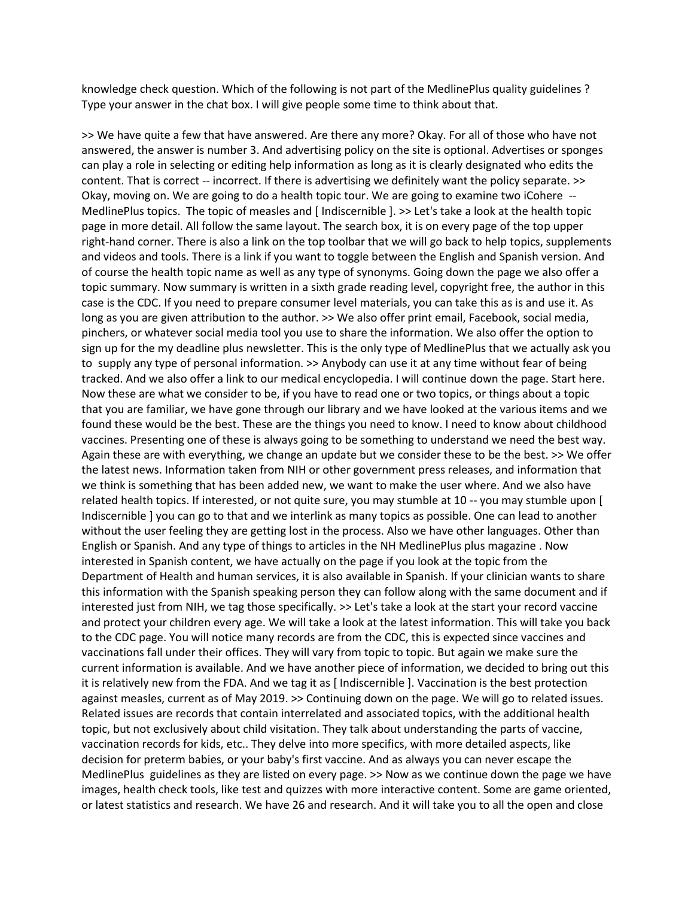knowledge check question. Which of the following is not part of the MedlinePlus quality guidelines ? Type your answer in the chat box. I will give people some time to think about that.

>> We have quite a few that have answered. Are there any more? Okay. For all of those who have not answered, the answer is number 3. And advertising policy on the site is optional. Advertises or sponges can play a role in selecting or editing help information as long as it is clearly designated who edits the content. That is correct -- incorrect. If there is advertising we definitely want the policy separate. >> Okay, moving on. We are going to do a health topic tour. We are going to examine two iCohere -- MedlinePlus topics. The topic of measles and [ Indiscernible ]. >> Let's take a look at the health topic page in more detail. All follow the same layout. The search box, it is on every page of the top upper right-hand corner. There is also a link on the top toolbar that we will go back to help topics, supplements and videos and tools. There is a link if you want to toggle between the English and Spanish version. And of course the health topic name as well as any type of synonyms. Going down the page we also offer a topic summary. Now summary is written in a sixth grade reading level, copyright free, the author in this case is the CDC. If you need to prepare consumer level materials, you can take this as is and use it. As long as you are given attribution to the author. >> We also offer print email, Facebook, social media, pinchers, or whatever social media tool you use to share the information. We also offer the option to sign up for the my deadline plus newsletter. This is the only type of MedlinePlus that we actually ask you to supply any type of personal information. >> Anybody can use it at any time without fear of being tracked. And we also offer a link to our medical encyclopedia. I will continue down the page. Start here. Now these are what we consider to be, if you have to read one or two topics, or things about a topic that you are familiar, we have gone through our library and we have looked at the various items and we found these would be the best. These are the things you need to know. I need to know about childhood vaccines. Presenting one of these is always going to be something to understand we need the best way. Again these are with everything, we change an update but we consider these to be the best. >> We offer the latest news. Information taken from NIH or other government press releases, and information that we think is something that has been added new, we want to make the user where. And we also have related health topics. If interested, or not quite sure, you may stumble at 10 -- you may stumble upon [ Indiscernible ] you can go to that and we interlink as many topics as possible. One can lead to another without the user feeling they are getting lost in the process. Also we have other languages. Other than English or Spanish. And any type of things to articles in the NH MedlinePlus plus magazine . Now interested in Spanish content, we have actually on the page if you look at the topic from the Department of Health and human services, it is also available in Spanish. If your clinician wants to share this information with the Spanish speaking person they can follow along with the same document and if interested just from NIH, we tag those specifically. >> Let's take a look at the start your record vaccine and protect your children every age. We will take a look at the latest information. This will take you back to the CDC page. You will notice many records are from the CDC, this is expected since vaccines and vaccinations fall under their offices. They will vary from topic to topic. But again we make sure the current information is available. And we have another piece of information, we decided to bring out this it is relatively new from the FDA. And we tag it as [ Indiscernible ]. Vaccination is the best protection against measles, current as of May 2019. >> Continuing down on the page. We will go to related issues. Related issues are records that contain interrelated and associated topics, with the additional health topic, but not exclusively about child visitation. They talk about understanding the parts of vaccine, vaccination records for kids, etc.. They delve into more specifics, with more detailed aspects, like decision for preterm babies, or your baby's first vaccine. And as always you can never escape the MedlinePlus guidelines as they are listed on every page. >> Now as we continue down the page we have images, health check tools, like test and quizzes with more interactive content. Some are game oriented, or latest statistics and research. We have 26 and research. And it will take you to all the open and close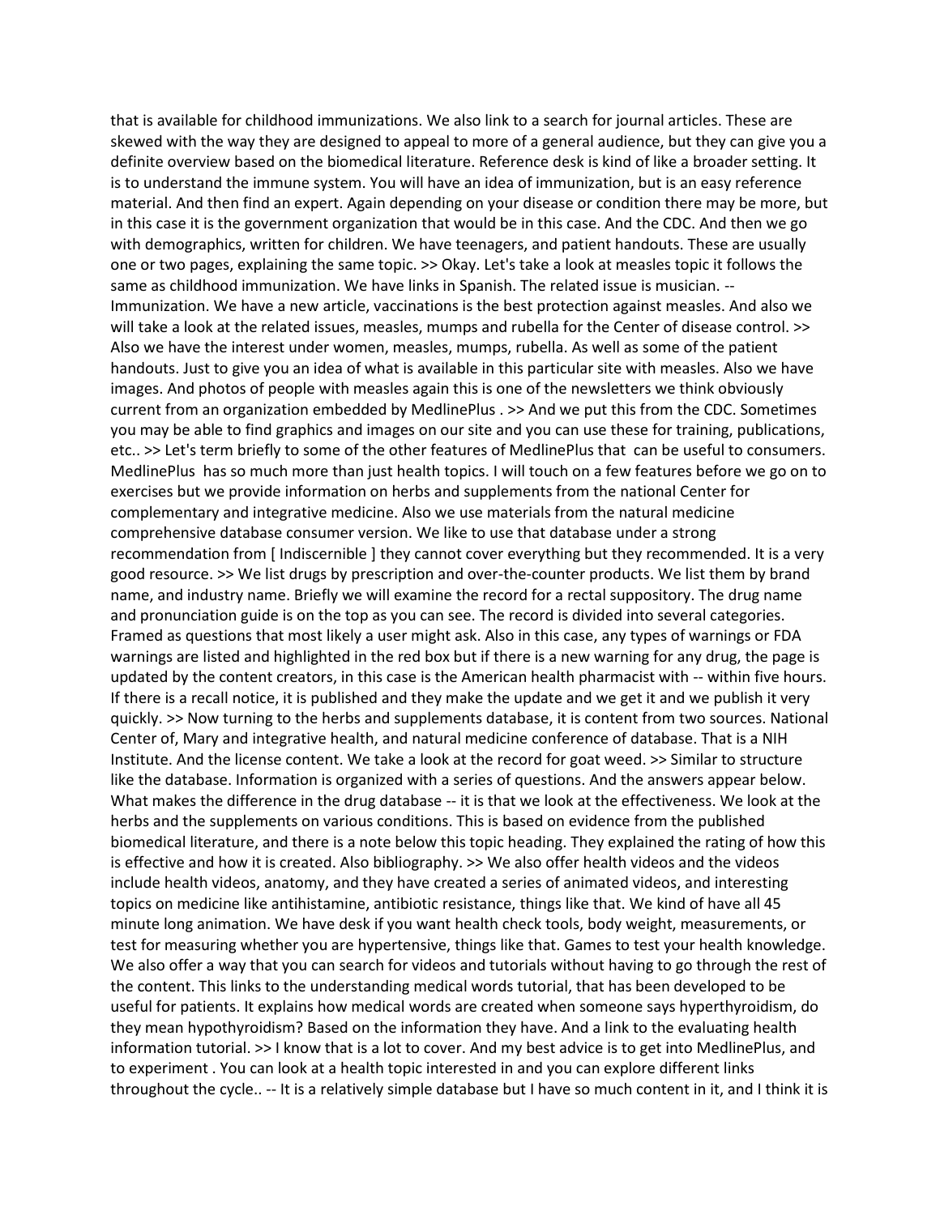that is available for childhood immunizations. We also link to a search for journal articles. These are skewed with the way they are designed to appeal to more of a general audience, but they can give you a definite overview based on the biomedical literature. Reference desk is kind of like a broader setting. It is to understand the immune system. You will have an idea of immunization, but is an easy reference material. And then find an expert. Again depending on your disease or condition there may be more, but in this case it is the government organization that would be in this case. And the CDC. And then we go with demographics, written for children. We have teenagers, and patient handouts. These are usually one or two pages, explaining the same topic. >> Okay. Let's take a look at measles topic it follows the same as childhood immunization. We have links in Spanish. The related issue is musician. -- Immunization. We have a new article, vaccinations is the best protection against measles. And also we will take a look at the related issues, measles, mumps and rubella for the Center of disease control. >> Also we have the interest under women, measles, mumps, rubella. As well as some of the patient handouts. Just to give you an idea of what is available in this particular site with measles. Also we have images. And photos of people with measles again this is one of the newsletters we think obviously current from an organization embedded by MedlinePlus . >> And we put this from the CDC. Sometimes you may be able to find graphics and images on our site and you can use these for training, publications, etc.. >> Let's term briefly to some of the other features of MedlinePlus that can be useful to consumers. MedlinePlus has so much more than just health topics. I will touch on a few features before we go on to exercises but we provide information on herbs and supplements from the national Center for complementary and integrative medicine. Also we use materials from the natural medicine comprehensive database consumer version. We like to use that database under a strong recommendation from [ Indiscernible ] they cannot cover everything but they recommended. It is a very good resource. >> We list drugs by prescription and over-the-counter products. We list them by brand name, and industry name. Briefly we will examine the record for a rectal suppository. The drug name and pronunciation guide is on the top as you can see. The record is divided into several categories. Framed as questions that most likely a user might ask. Also in this case, any types of warnings or FDA warnings are listed and highlighted in the red box but if there is a new warning for any drug, the page is updated by the content creators, in this case is the American health pharmacist with -- within five hours. If there is a recall notice, it is published and they make the update and we get it and we publish it very quickly. >> Now turning to the herbs and supplements database, it is content from two sources. National Center of, Mary and integrative health, and natural medicine conference of database. That is a NIH Institute. And the license content. We take a look at the record for goat weed. >> Similar to structure like the database. Information is organized with a series of questions. And the answers appear below. What makes the difference in the drug database -- it is that we look at the effectiveness. We look at the herbs and the supplements on various conditions. This is based on evidence from the published biomedical literature, and there is a note below this topic heading. They explained the rating of how this is effective and how it is created. Also bibliography. >> We also offer health videos and the videos include health videos, anatomy, and they have created a series of animated videos, and interesting topics on medicine like antihistamine, antibiotic resistance, things like that. We kind of have all 45 minute long animation. We have desk if you want health check tools, body weight, measurements, or test for measuring whether you are hypertensive, things like that. Games to test your health knowledge. We also offer a way that you can search for videos and tutorials without having to go through the rest of the content. This links to the understanding medical words tutorial, that has been developed to be useful for patients. It explains how medical words are created when someone says hyperthyroidism, do they mean hypothyroidism? Based on the information they have. And a link to the evaluating health information tutorial. >> I know that is a lot to cover. And my best advice is to get into MedlinePlus, and to experiment . You can look at a health topic interested in and you can explore different links throughout the cycle.. -- It is a relatively simple database but I have so much content in it, and I think it is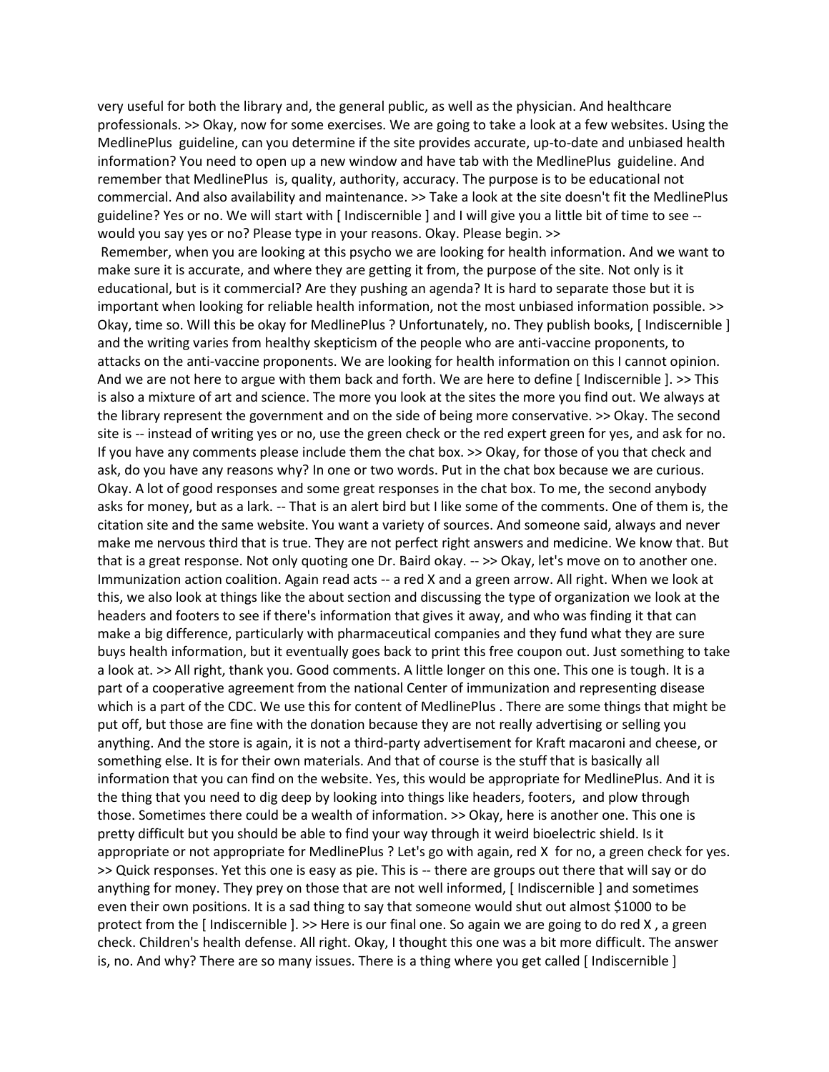very useful for both the library and, the general public, as well as the physician. And healthcare professionals. >> Okay, now for some exercises. We are going to take a look at a few websites. Using the MedlinePlus guideline, can you determine if the site provides accurate, up-to-date and unbiased health information? You need to open up a new window and have tab with the MedlinePlus guideline. And remember that MedlinePlus is, quality, authority, accuracy. The purpose is to be educational not commercial. And also availability and maintenance. >> Take a look at the site doesn't fit the MedlinePlus guideline? Yes or no. We will start with [ Indiscernible ] and I will give you a little bit of time to see -- would you say yes or no? Please type in your reasons. Okay. Please begin. >>

Remember, when you are looking at this psycho we are looking for health information. And we want to make sure it is accurate, and where they are getting it from, the purpose of the site. Not only is it educational, but is it commercial? Are they pushing an agenda? It is hard to separate those but it is important when looking for reliable health information, not the most unbiased information possible. >> Okay, time so. Will this be okay for MedlinePlus ? Unfortunately, no. They publish books, [ Indiscernible ] and the writing varies from healthy skepticism of the people who are anti-vaccine proponents, to attacks on the anti-vaccine proponents. We are looking for health information on this I cannot opinion. And we are not here to argue with them back and forth. We are here to define [ Indiscernible ]. >> This is also a mixture of art and science. The more you look at the sites the more you find out. We always at the library represent the government and on the side of being more conservative. >> Okay. The second site is -- instead of writing yes or no, use the green check or the red expert green for yes, and ask for no. If you have any comments please include them the chat box. >> Okay, for those of you that check and ask, do you have any reasons why? In one or two words. Put in the chat box because we are curious. Okay. A lot of good responses and some great responses in the chat box. To me, the second anybody asks for money, but as a lark. -- That is an alert bird but I like some of the comments. One of them is, the citation site and the same website. You want a variety of sources. And someone said, always and never make me nervous third that is true. They are not perfect right answers and medicine. We know that. But that is a great response. Not only quoting one Dr. Baird okay. -- >> Okay, let's move on to another one. Immunization action coalition. Again read acts -- a red X and a green arrow. All right. When we look at this, we also look at things like the about section and discussing the type of organization we look at the headers and footers to see if there's information that gives it away, and who was finding it that can make a big difference, particularly with pharmaceutical companies and they fund what they are sure buys health information, but it eventually goes back to print this free coupon out. Just something to take a look at. >> All right, thank you. Good comments. A little longer on this one. This one is tough. It is a part of a cooperative agreement from the national Center of immunization and representing disease which is a part of the CDC. We use this for content of MedlinePlus . There are some things that might be put off, but those are fine with the donation because they are not really advertising or selling you anything. And the store is again, it is not a third-party advertisement for Kraft macaroni and cheese, or something else. It is for their own materials. And that of course is the stuff that is basically all information that you can find on the website. Yes, this would be appropriate for MedlinePlus. And it is the thing that you need to dig deep by looking into things like headers, footers, and plow through those. Sometimes there could be a wealth of information. >> Okay, here is another one. This one is pretty difficult but you should be able to find your way through it weird bioelectric shield. Is it appropriate or not appropriate for MedlinePlus ? Let's go with again, red X for no, a green check for yes. >> Quick responses. Yet this one is easy as pie. This is -- there are groups out there that will say or do anything for money. They prey on those that are not well informed, [ Indiscernible ] and sometimes even their own positions. It is a sad thing to say that someone would shut out almost $1000 to be protect from the [ Indiscernible ]. >> Here is our final one. So again we are going to do red X , a green check. Children's health defense. All right. Okay, I thought this one was a bit more difficult. The answer is, no. And why? There are so many issues. There is a thing where you get called [ Indiscernible ]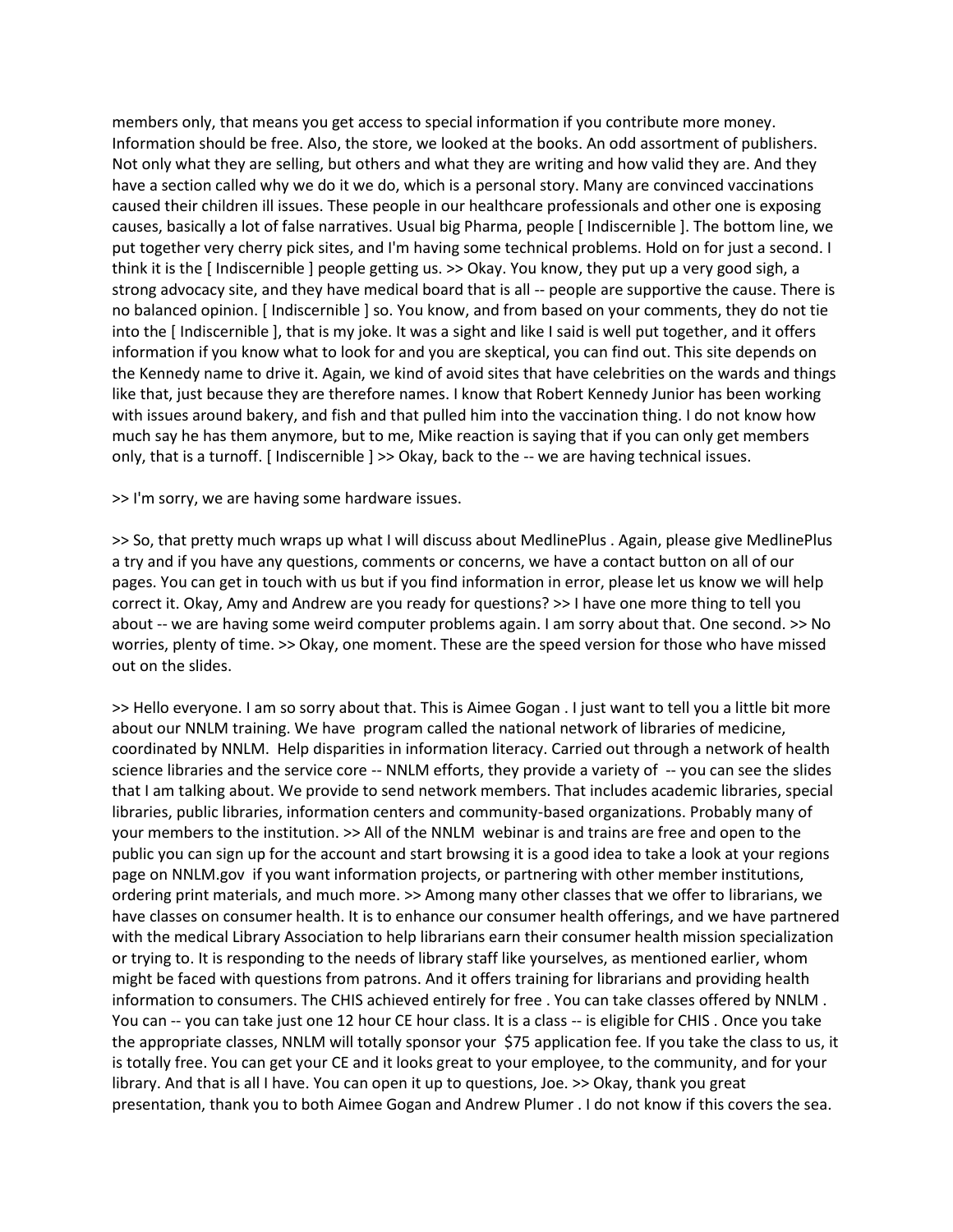members only, that means you get access to special information if you contribute more money. Information should be free. Also, the store, we looked at the books. An odd assortment of publishers. Not only what they are selling, but others and what they are writing and how valid they are. And they have a section called why we do it we do, which is a personal story. Many are convinced vaccinations caused their children ill issues. These people in our healthcare professionals and other one is exposing causes, basically a lot of false narratives. Usual big Pharma, people [ Indiscernible ]. The bottom line, we put together very cherry pick sites, and I'm having some technical problems. Hold on for just a second. I think it is the [ Indiscernible ] people getting us. >> Okay. You know, they put up a very good sigh, a strong advocacy site, and they have medical board that is all -- people are supportive the cause. There is no balanced opinion. [ Indiscernible ] so. You know, and from based on your comments, they do not tie into the [ Indiscernible ], that is my joke. It was a sight and like I said is well put together, and it offers information if you know what to look for and you are skeptical, you can find out. This site depends on the Kennedy name to drive it. Again, we kind of avoid sites that have celebrities on the wards and things like that, just because they are therefore names. I know that Robert Kennedy Junior has been working with issues around bakery, and fish and that pulled him into the vaccination thing. I do not know how much say he has them anymore, but to me, Mike reaction is saying that if you can only get members only, that is a turnoff. [ Indiscernible ] >> Okay, back to the -- we are having technical issues.

>> I'm sorry, we are having some hardware issues.

>> So, that pretty much wraps up what I will discuss about MedlinePlus . Again, please give MedlinePlus a try and if you have any questions, comments or concerns, we have a contact button on all of our pages. You can get in touch with us but if you find information in error, please let us know we will help correct it. Okay, Amy and Andrew are you ready for questions? >> I have one more thing to tell you about -- we are having some weird computer problems again. I am sorry about that. One second. >> No worries, plenty of time. >> Okay, one moment. These are the speed version for those who have missed out on the slides.

>> Hello everyone. I am so sorry about that. This is Aimee Gogan . I just want to tell you a little bit more about our NNLM training. We have program called the national network of libraries of medicine, coordinated by NNLM. Help disparities in information literacy. Carried out through a network of health science libraries and the service core -- NNLM efforts, they provide a variety of -- you can see the slides that I am talking about. We provide to send network members. That includes academic libraries, special libraries, public libraries, information centers and community-based organizations. Probably many of your members to the institution. >> All of the NNLM webinar is and trains are free and open to the public you can sign up for the account and start browsing it is a good idea to take a look at your regions page on NNLM.gov if you want information projects, or partnering with other member institutions, ordering print materials, and much more. >> Among many other classes that we offer to librarians, we have classes on consumer health. It is to enhance our consumer health offerings, and we have partnered with the medical Library Association to help librarians earn their consumer health mission specialization or trying to. It is responding to the needs of library staff like yourselves, as mentioned earlier, whom might be faced with questions from patrons. And it offers training for librarians and providing health information to consumers. The CHIS achieved entirely for free . You can take classes offered by NNLM . You can -- you can take just one 12 hour CE hour class. It is a class -- is eligible for CHIS . Once you take the appropriate classes, NNLM will totally sponsor your $75 application fee. If you take the class to us, it is totally free. You can get your CE and it looks great to your employee, to the community, and for your library. And that is all I have. You can open it up to questions, Joe. >> Okay, thank you great presentation, thank you to both Aimee Gogan and Andrew Plumer . I do not know if this covers the sea.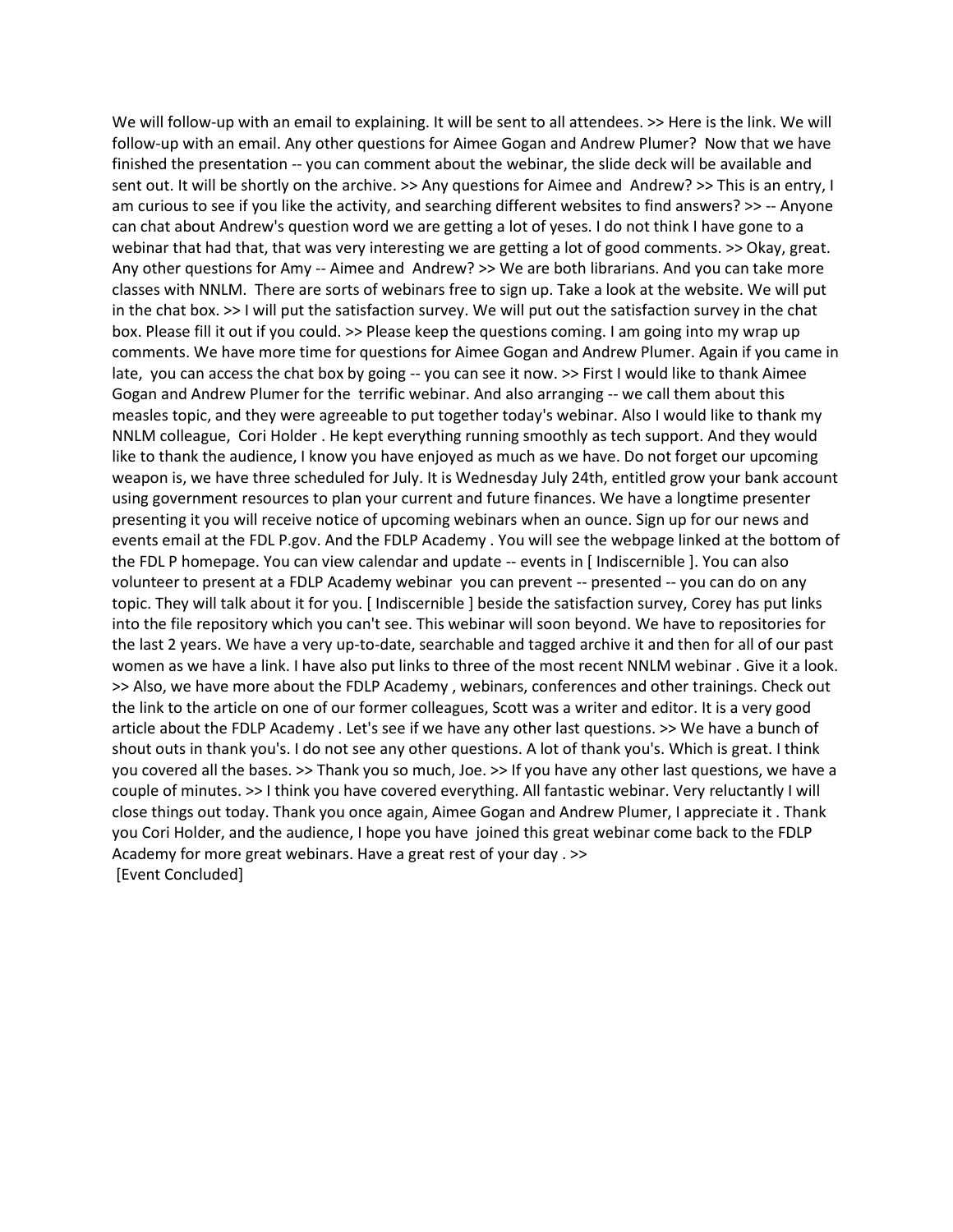We will follow-up with an email to explaining. It will be sent to all attendees. >> Here is the link. We will follow-up with an email. Any other questions for Aimee Gogan and Andrew Plumer? Now that we have finished the presentation -- you can comment about the webinar, the slide deck will be available and sent out. It will be shortly on the archive. >> Any questions for Aimee and Andrew? >> This is an entry, I am curious to see if you like the activity, and searching different websites to find answers? >> -- Anyone can chat about Andrew's question word we are getting a lot of yeses. I do not think I have gone to a webinar that had that, that was very interesting we are getting a lot of good comments. >> Okay, great. Any other questions for Amy -- Aimee and Andrew? >> We are both librarians. And you can take more classes with NNLM. There are sorts of webinars free to sign up. Take a look at the website. We will put in the chat box. >> I will put the satisfaction survey. We will put out the satisfaction survey in the chat box. Please fill it out if you could. >> Please keep the questions coming. I am going into my wrap up comments. We have more time for questions for Aimee Gogan and Andrew Plumer. Again if you came in late, you can access the chat box by going -- you can see it now. >> First I would like to thank Aimee Gogan and Andrew Plumer for the terrific webinar. And also arranging -- we call them about this measles topic, and they were agreeable to put together today's webinar. Also I would like to thank my NNLM colleague, Cori Holder . He kept everything running smoothly as tech support. And they would like to thank the audience, I know you have enjoyed as much as we have. Do not forget our upcoming weapon is, we have three scheduled for July. It is Wednesday July 24th, entitled grow your bank account using government resources to plan your current and future finances. We have a longtime presenter presenting it you will receive notice of upcoming webinars when an ounce. Sign up for our news and events email at the FDL P.gov. And the FDLP Academy . You will see the webpage linked at the bottom of the FDL P homepage. You can view calendar and update -- events in [ Indiscernible ]. You can also volunteer to present at a FDLP Academy webinar you can prevent -- presented -- you can do on any topic. They will talk about it for you. [ Indiscernible ] beside the satisfaction survey, Corey has put links into the file repository which you can't see. This webinar will soon beyond. We have to repositories for the last 2 years. We have a very up-to-date, searchable and tagged archive it and then for all of our past women as we have a link. I have also put links to three of the most recent NNLM webinar . Give it a look. >> Also, we have more about the FDLP Academy , webinars, conferences and other trainings. Check out the link to the article on one of our former colleagues, Scott was a writer and editor. It is a very good article about the FDLP Academy . Let's see if we have any other last questions. >> We have a bunch of shout outs in thank you's. I do not see any other questions. A lot of thank you's. Which is great. I think you covered all the bases. >> Thank you so much, Joe. >> If you have any other last questions, we have a couple of minutes. >> I think you have covered everything. All fantastic webinar. Very reluctantly I will close things out today. Thank you once again, Aimee Gogan and Andrew Plumer, I appreciate it . Thank you Cori Holder, and the audience, I hope you have joined this great webinar come back to the FDLP Academy for more great webinars. Have a great rest of your day . >>

[Event Concluded]